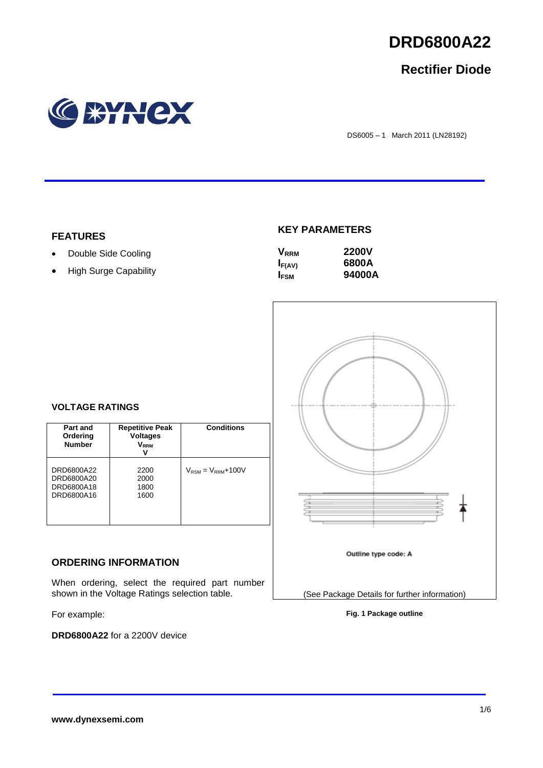# DRD6800A22

## Rectifier Diode

DS6005 – 1 March 2011 (LN28192)

## FEATURES

- Double Side Cooling
- High Surge Capability

## KEY PARAMETERS

| | |
|---|---|
| $V_{RRM}$ | 2200V |
| $I_{F(AV)}$ | 6800A |
| $I_{FSM}$ | 94000A |

## VOLTAGE RATINGS

| Part and Ordering Number | Repetitive Peak Voltages $V_{RRM}$ V | Conditions |
|---|---|---|
| DRD6800A22<br>DRD6800A20<br>DRD6800A18<br>DRD6800A16 | 2200<br>2000<br>1800<br>1600 | $V_{RSM} = V_{RRM}$+100V |

Outline type code: A

(See Package Details for further information)

**Fig. 1 Package outline**

## ORDERING INFORMATION

When ordering, select the required part number shown in the Voltage Ratings selection table.

For example:

**DRD6800A22** for a 2200V device

**www.dynexsemi.com**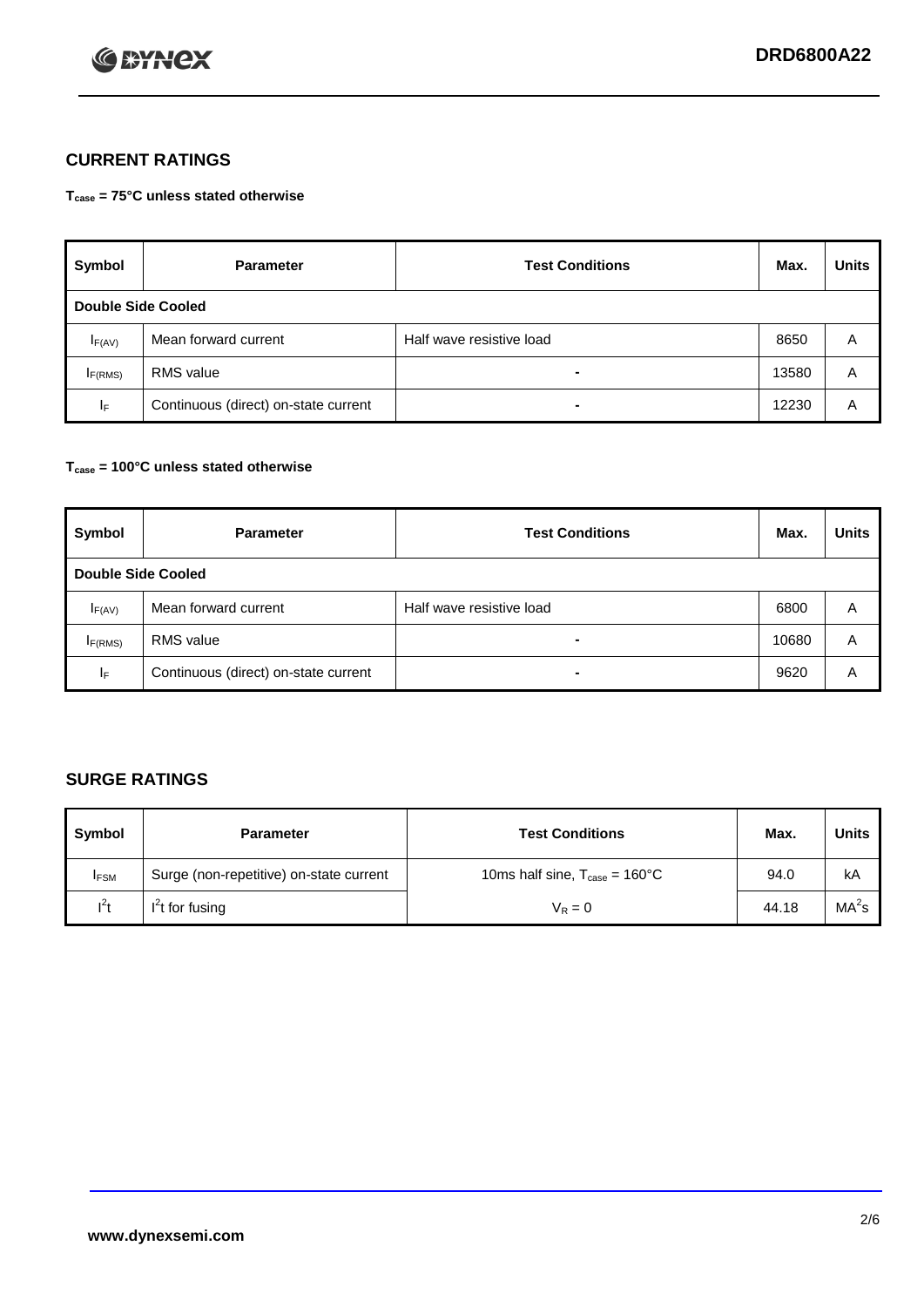## CURRENT RATINGS

**$T_{case}$ = 75°C unless stated otherwise**

| Symbol | Parameter | Test Conditions | Max. | Units |
|---|---|---|---|---|
| **Double Side Cooled** | | | | |
| $I_{F(AV)}$ | Mean forward current | Half wave resistive load | 8650 | A |
| $I_{F(RMS)}$ | RMS value | - | 13580 | A |
| $I_F$ | Continuous (direct) on-state current | - | 12230 | A |

**$T_{case}$ = 100°C unless stated otherwise**

| Symbol | Parameter | Test Conditions | Max. | Units |
|---|---|---|---|---|
| **Double Side Cooled** | | | | |
| $I_{F(AV)}$ | Mean forward current | Half wave resistive load | 6800 | A |
| $I_{F(RMS)}$ | RMS value | - | 10680 | A |
| $I_F$ | Continuous (direct) on-state current | - | 9620 | A |

## SURGE RATINGS

| Symbol | Parameter | Test Conditions | Max. | Units |
|---|---|---|---|---|
| $I_{FSM}$ | Surge (non-repetitive) on-state current | 10ms half sine, $T_{case}$ = 160°C | 94.0 | kA |
| $I^2t$ | $I^2t$ for fusing | $V_R = 0$ | 44.18 | $MA^2s$ |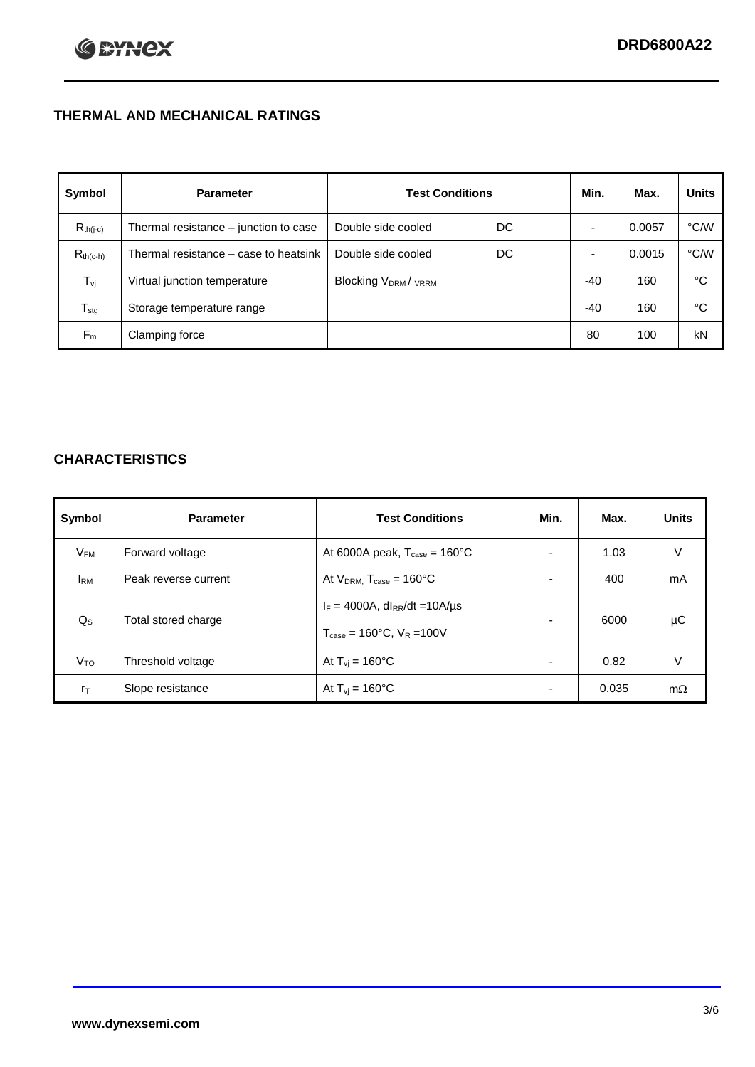## THERMAL AND MECHANICAL RATINGS

| Symbol | Parameter | Test Conditions | | Min. | Max. | Units |
|---|---|---|---|---|---|---|
| $R_{th(j-c)}$ | Thermal resistance – junction to case | Double side cooled | DC | - | 0.0057 | °C/W |
| $R_{th(c-h)}$ | Thermal resistance – case to heatsink | Double side cooled | DC | - | 0.0015 | °C/W |
| $T_{vj}$ | Virtual junction temperature | Blocking $V_{DRM}$ / $V_{RRM}$ | | -40 | 160 | °C |
| $T_{stg}$ | Storage temperature range | | | -40 | 160 | °C |
| $F_m$ | Clamping force | | | 80 | 100 | kN |

## CHARACTERISTICS

| Symbol | Parameter | Test Conditions | Min. | Max. | Units |
|---|---|---|---|---|---|
| $V_{FM}$ | Forward voltage | At 6000A peak, $T_{case}$ = 160°C | - | 1.03 | V |
| $I_{RM}$ | Peak reverse current | At $V_{DRM}$, $T_{case}$ = 160°C | - | 400 | mA |
| $Q_S$ | Total stored charge | $I_F$ = 4000A, $dI_{RR}/dt$ =10A/µs<br>$T_{case}$ = 160°C, $V_R$ =100V | - | 6000 | µC |
| $V_{TO}$ | Threshold voltage | At $T_{vj}$ = 160°C | - | 0.82 | V |
| $r_T$ | Slope resistance | At $T_{vj}$ = 160°C | - | 0.035 | mΩ |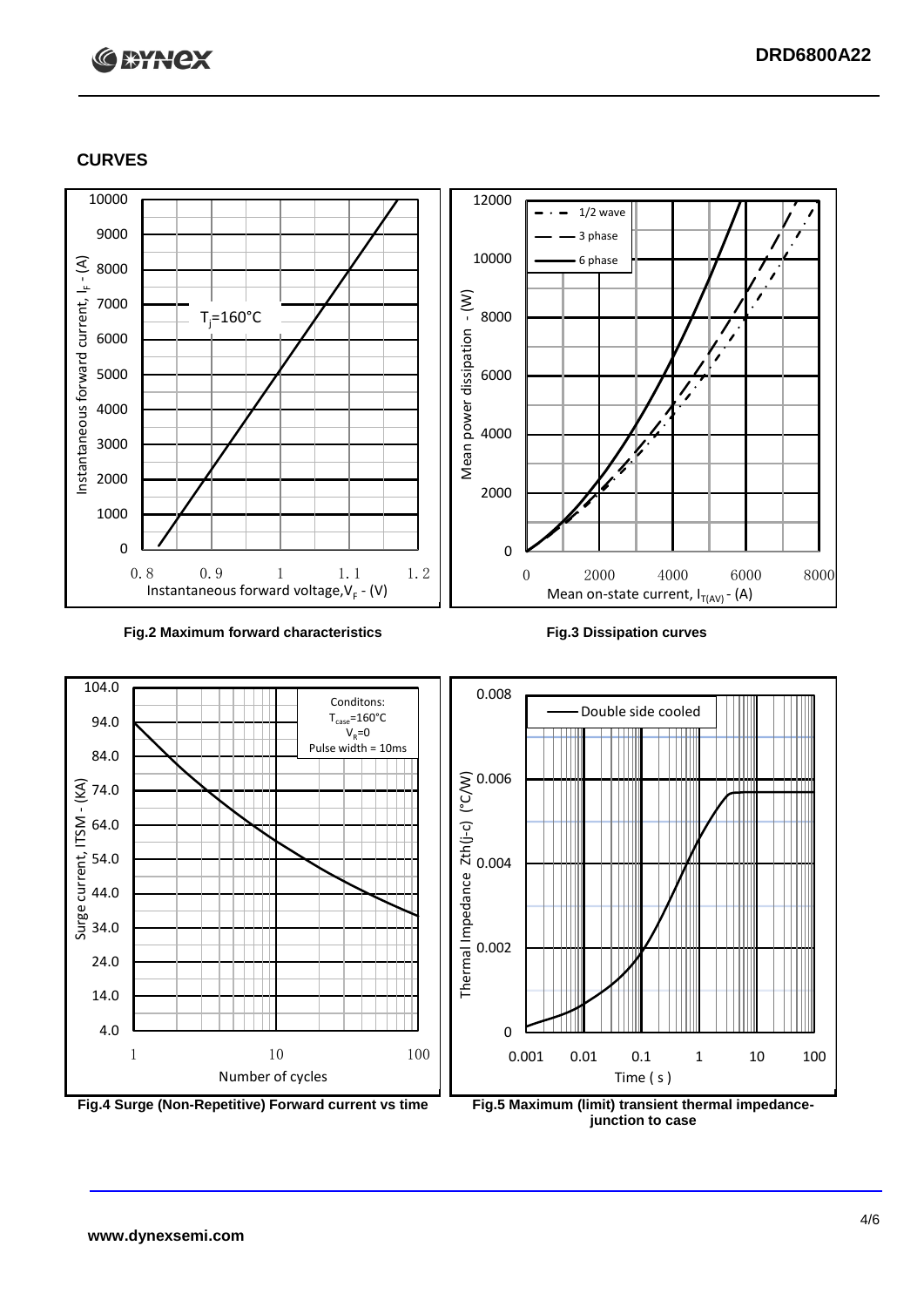## CURVES

Fig.2 Maximum forward characteristics

Fig.3 Dissipation curves

Fig.4 Surge (Non-Repetitive) Forward current vs time

Fig.5 Maximum (limit) transient thermal impedance-junction to case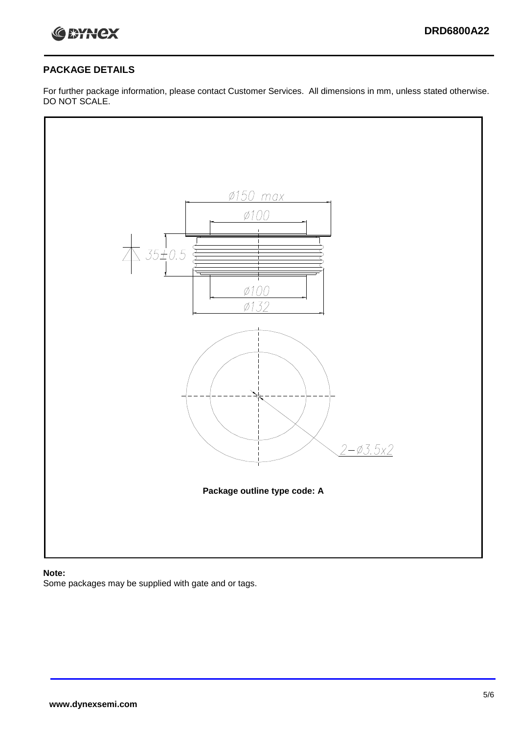## PACKAGE DETAILS

For further package information, please contact Customer Services. All dimensions in mm, unless stated otherwise. DO NOT SCALE.

Ø150 max

Ø100

35±0.5

Ø100

Ø132

2-Ø3.5x2

**Package outline type code: A**

**Note:**

Some packages may be supplied with gate and or tags.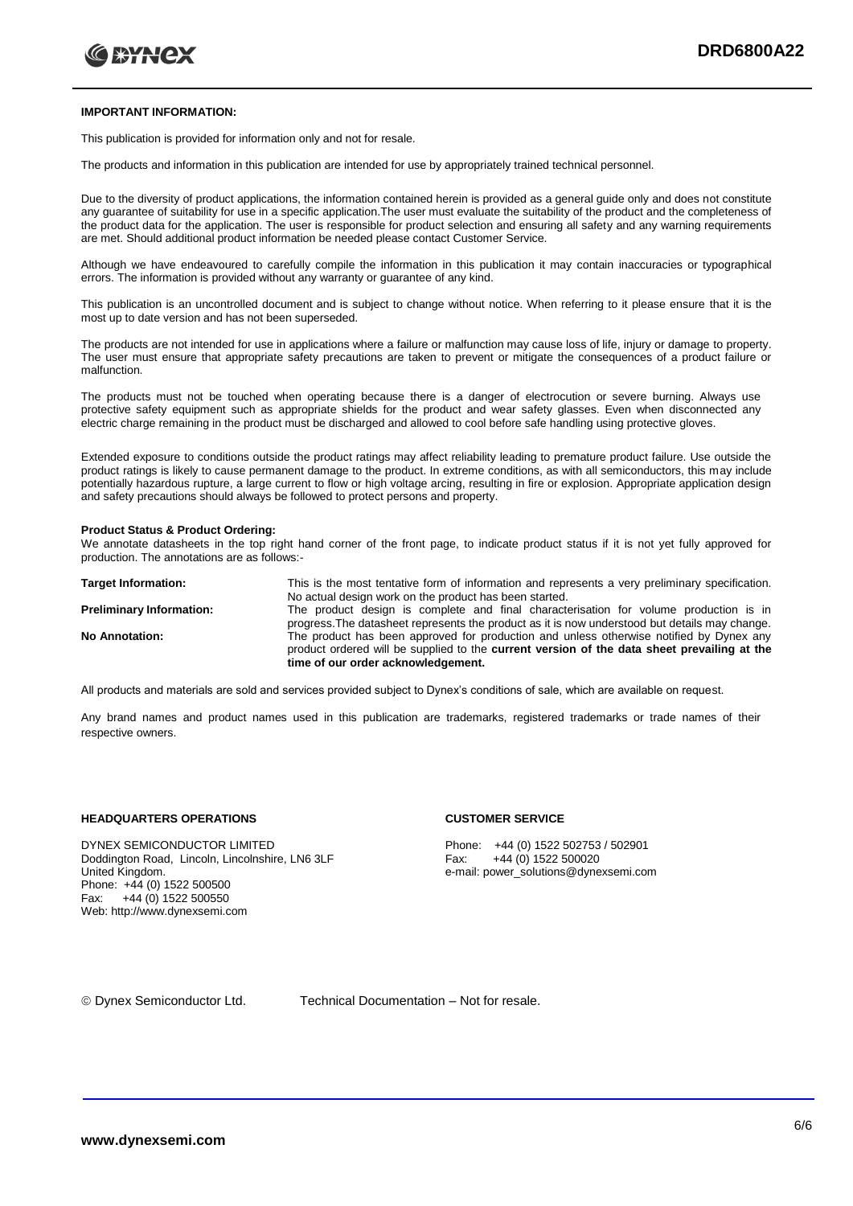**IMPORTANT INFORMATION:**

This publication is provided for information only and not for resale.

The products and information in this publication are intended for use by appropriately trained technical personnel.

Due to the diversity of product applications, the information contained herein is provided as a general guide only and does not constitute any guarantee of suitability for use in a specific application.The user must evaluate the suitability of the product and the completeness of the product data for the application. The user is responsible for product selection and ensuring all safety and any warning requirements are met. Should additional product information be needed please contact Customer Service.

Although we have endeavoured to carefully compile the information in this publication it may contain inaccuracies or typographical errors. The information is provided without any warranty or guarantee of any kind.

This publication is an uncontrolled document and is subject to change without notice. When referring to it please ensure that it is the most up to date version and has not been superseded.

The products are not intended for use in applications where a failure or malfunction may cause loss of life, injury or damage to property. The user must ensure that appropriate safety precautions are taken to prevent or mitigate the consequences of a product failure or malfunction.

The products must not be touched when operating because there is a danger of electrocution or severe burning. Always use protective safety equipment such as appropriate shields for the product and wear safety glasses. Even when disconnected any electric charge remaining in the product must be discharged and allowed to cool before safe handling using protective gloves.

Extended exposure to conditions outside the product ratings may affect reliability leading to premature product failure. Use outside the product ratings is likely to cause permanent damage to the product. In extreme conditions, as with all semiconductors, this may include potentially hazardous rupture, a large current to flow or high voltage arcing, resulting in fire or explosion. Appropriate application design and safety precautions should always be followed to protect persons and property.

**Product Status & Product Ordering:**

We annotate datasheets in the top right hand corner of the front page, to indicate product status if it is not yet fully approved for production. The annotations are as follows:-

| | |
|---|---|
| **Target Information:** | This is the most tentative form of information and represents a very preliminary specification. No actual design work on the product has been started. |
| **Preliminary Information:** | The product design is complete and final characterisation for volume production is in progress.The datasheet represents the product as it is now understood but details may change. |
| **No Annotation:** | The product has been approved for production and unless otherwise notified by Dynex any product ordered will be supplied to the **current version of the data sheet prevailing at the time of our order acknowledgement.** |

All products and materials are sold and services provided subject to Dynex's conditions of sale, which are available on request.

Any brand names and product names used in this publication are trademarks, registered trademarks or trade names of their respective owners.

**HEADQUARTERS OPERATIONS**

DYNEX SEMICONDUCTOR LIMITED
Doddington Road, Lincoln, Lincolnshire, LN6 3LF
United Kingdom.
Phone: +44 (0) 1522 500500
Fax: +44 (0) 1522 500550
Web: http://www.dynexsemi.com

**CUSTOMER SERVICE**

Phone: +44 (0) 1522 502753 / 502901
Fax: +44 (0) 1522 500020
e-mail: power_solutions@dynexsemi.com

© Dynex Semiconductor Ltd. Technical Documentation – Not for resale.